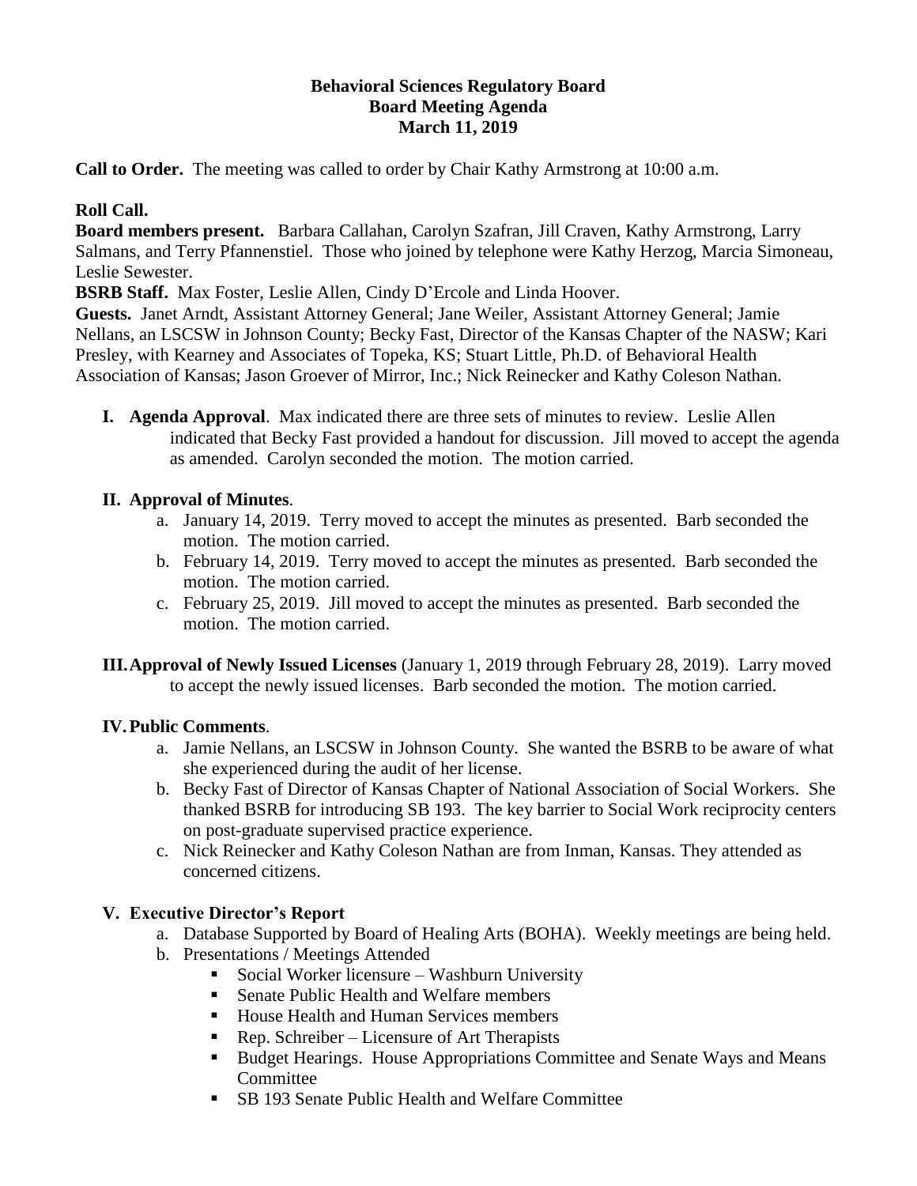**Behavioral Sciences Regulatory Board**
**Board Meeting Agenda**
**March 11, 2019**

**Call to Order.** The meeting was called to order by Chair Kathy Armstrong at 10:00 a.m.

**Roll Call.**
**Board members present.** Barbara Callahan, Carolyn Szafran, Jill Craven, Kathy Armstrong, Larry Salmans, and Terry Pfannenstiel. Those who joined by telephone were Kathy Herzog, Marcia Simoneau, Leslie Sewester.
**BSRB Staff.** Max Foster, Leslie Allen, Cindy D'Ercole and Linda Hoover.
**Guests.** Janet Arndt, Assistant Attorney General; Jane Weiler, Assistant Attorney General; Jamie Nellans, an LSCSW in Johnson County; Becky Fast, Director of the Kansas Chapter of the NASW; Kari Presley, with Kearney and Associates of Topeka, KS; Stuart Little, Ph.D. of Behavioral Health Association of Kansas; Jason Groever of Mirror, Inc.; Nick Reinecker and Kathy Coleson Nathan.

**I. Agenda Approval**. Max indicated there are three sets of minutes to review. Leslie Allen indicated that Becky Fast provided a handout for discussion. Jill moved to accept the agenda as amended. Carolyn seconded the motion. The motion carried.

**II. Approval of Minutes**.
  a. January 14, 2019. Terry moved to accept the minutes as presented. Barb seconded the motion. The motion carried.
  b. February 14, 2019. Terry moved to accept the minutes as presented. Barb seconded the motion. The motion carried.
  c. February 25, 2019. Jill moved to accept the minutes as presented. Barb seconded the motion. The motion carried.

**III. Approval of Newly Issued Licenses** (January 1, 2019 through February 28, 2019). Larry moved to accept the newly issued licenses. Barb seconded the motion. The motion carried.

**IV. Public Comments**.
  a. Jamie Nellans, an LSCSW in Johnson County. She wanted the BSRB to be aware of what she experienced during the audit of her license.
  b. Becky Fast of Director of Kansas Chapter of National Association of Social Workers. She thanked BSRB for introducing SB 193. The key barrier to Social Work reciprocity centers on post-graduate supervised practice experience.
  c. Nick Reinecker and Kathy Coleson Nathan are from Inman, Kansas. They attended as concerned citizens.

**V. Executive Director's Report**
  a. Database Supported by Board of Healing Arts (BOHA). Weekly meetings are being held.
  b. Presentations / Meetings Attended
     - Social Worker licensure – Washburn University
     - Senate Public Health and Welfare members
     - House Health and Human Services members
     - Rep. Schreiber – Licensure of Art Therapists
     - Budget Hearings. House Appropriations Committee and Senate Ways and Means Committee
     - SB 193 Senate Public Health and Welfare Committee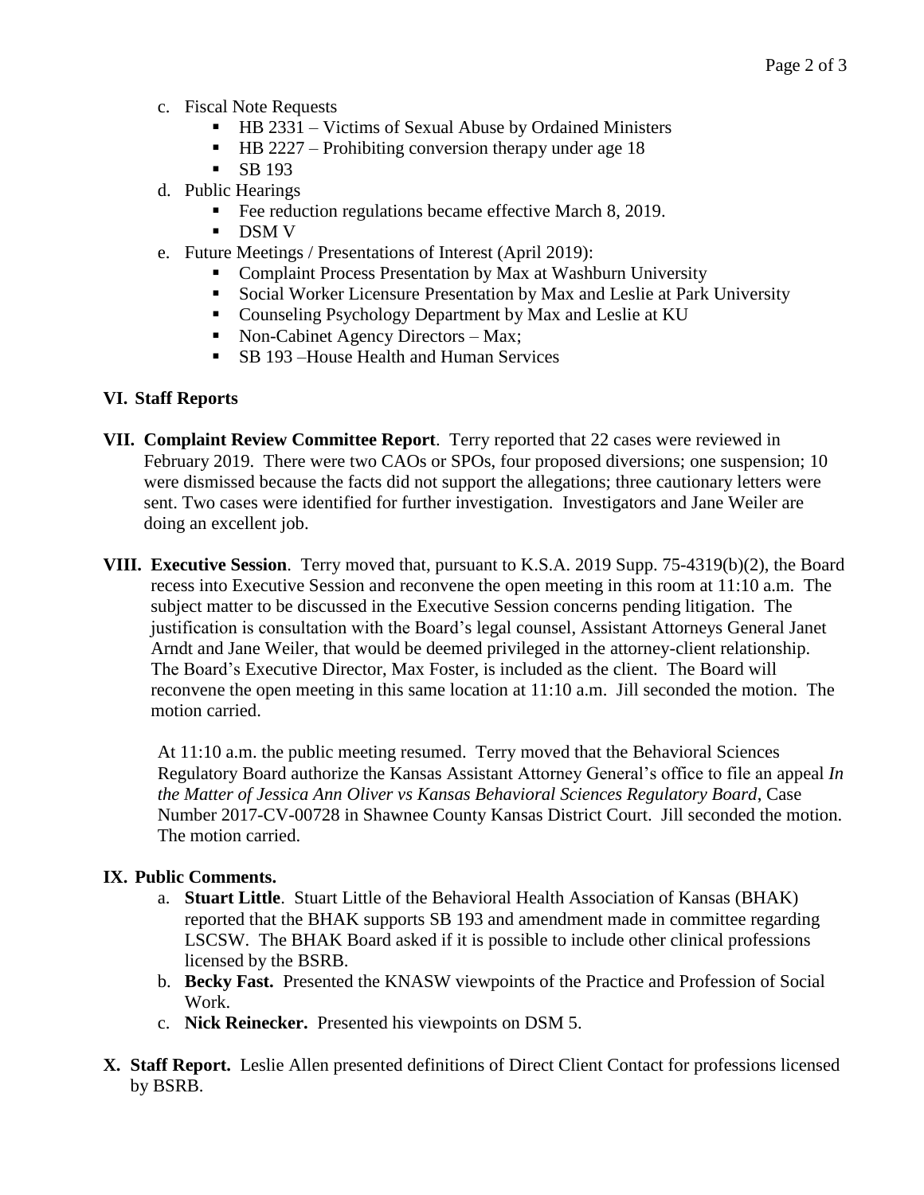c. Fiscal Note Requests
   - HB 2331 – Victims of Sexual Abuse by Ordained Ministers
   - HB 2227 – Prohibiting conversion therapy under age 18
   - SB 193
d. Public Hearings
   - Fee reduction regulations became effective March 8, 2019.
   - DSM V
e. Future Meetings / Presentations of Interest (April 2019):
   - Complaint Process Presentation by Max at Washburn University
   - Social Worker Licensure Presentation by Max and Leslie at Park University
   - Counseling Psychology Department by Max and Leslie at KU
   - Non-Cabinet Agency Directors – Max;
   - SB 193 –House Health and Human Services

**VI. Staff Reports**

**VII. Complaint Review Committee Report**. Terry reported that 22 cases were reviewed in February 2019. There were two CAOs or SPOs, four proposed diversions; one suspension; 10 were dismissed because the facts did not support the allegations; three cautionary letters were sent. Two cases were identified for further investigation. Investigators and Jane Weiler are doing an excellent job.

**VIII. Executive Session**. Terry moved that, pursuant to K.S.A. 2019 Supp. 75-4319(b)(2), the Board recess into Executive Session and reconvene the open meeting in this room at 11:10 a.m. The subject matter to be discussed in the Executive Session concerns pending litigation. The justification is consultation with the Board's legal counsel, Assistant Attorneys General Janet Arndt and Jane Weiler, that would be deemed privileged in the attorney-client relationship. The Board's Executive Director, Max Foster, is included as the client. The Board will reconvene the open meeting in this same location at 11:10 a.m. Jill seconded the motion. The motion carried.

At 11:10 a.m. the public meeting resumed. Terry moved that the Behavioral Sciences Regulatory Board authorize the Kansas Assistant Attorney General's office to file an appeal *In the Matter of Jessica Ann Oliver vs Kansas Behavioral Sciences Regulatory Board*, Case Number 2017-CV-00728 in Shawnee County Kansas District Court. Jill seconded the motion. The motion carried.

**IX. Public Comments.**

a. **Stuart Little**. Stuart Little of the Behavioral Health Association of Kansas (BHAK) reported that the BHAK supports SB 193 and amendment made in committee regarding LSCSW. The BHAK Board asked if it is possible to include other clinical professions licensed by the BSRB.
b. **Becky Fast.** Presented the KNASW viewpoints of the Practice and Profession of Social Work.
c. **Nick Reinecker.** Presented his viewpoints on DSM 5.

**X. Staff Report.** Leslie Allen presented definitions of Direct Client Contact for professions licensed by BSRB.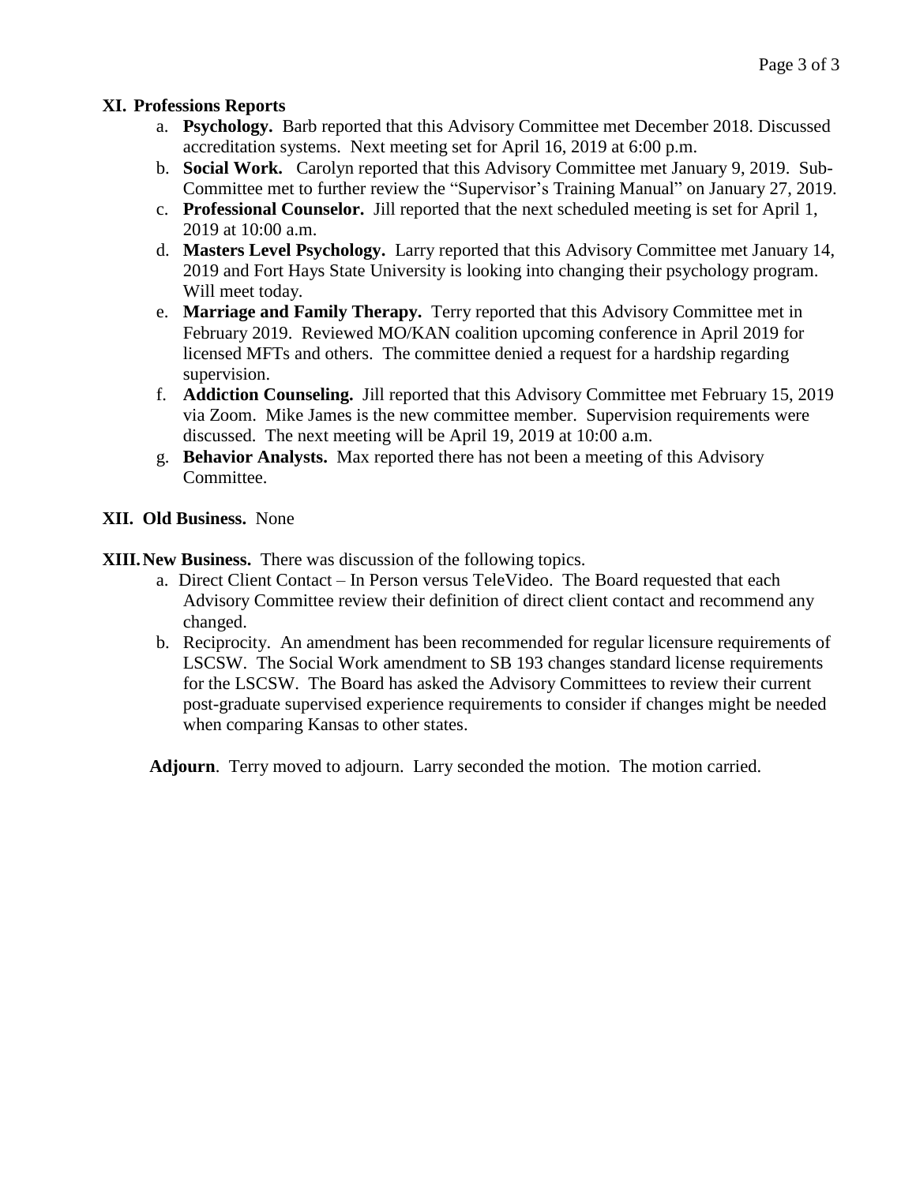## XI. Professions Reports

a. **Psychology.** Barb reported that this Advisory Committee met December 2018. Discussed accreditation systems. Next meeting set for April 16, 2019 at 6:00 p.m.

b. **Social Work.** Carolyn reported that this Advisory Committee met January 9, 2019. Sub-Committee met to further review the "Supervisor's Training Manual" on January 27, 2019.

c. **Professional Counselor.** Jill reported that the next scheduled meeting is set for April 1, 2019 at 10:00 a.m.

d. **Masters Level Psychology.** Larry reported that this Advisory Committee met January 14, 2019 and Fort Hays State University is looking into changing their psychology program. Will meet today.

e. **Marriage and Family Therapy.** Terry reported that this Advisory Committee met in February 2019. Reviewed MO/KAN coalition upcoming conference in April 2019 for licensed MFTs and others. The committee denied a request for a hardship regarding supervision.

f. **Addiction Counseling.** Jill reported that this Advisory Committee met February 15, 2019 via Zoom. Mike James is the new committee member. Supervision requirements were discussed. The next meeting will be April 19, 2019 at 10:00 a.m.

g. **Behavior Analysts.** Max reported there has not been a meeting of this Advisory Committee.

## XII. Old Business. None

## XIII. New Business. There was discussion of the following topics.

a. Direct Client Contact – In Person versus TeleVideo. The Board requested that each Advisory Committee review their definition of direct client contact and recommend any changed.

b. Reciprocity. An amendment has been recommended for regular licensure requirements of LSCSW. The Social Work amendment to SB 193 changes standard license requirements for the LSCSW. The Board has asked the Advisory Committees to review their current post-graduate supervised experience requirements to consider if changes might be needed when comparing Kansas to other states.

**Adjourn**. Terry moved to adjourn. Larry seconded the motion. The motion carried.